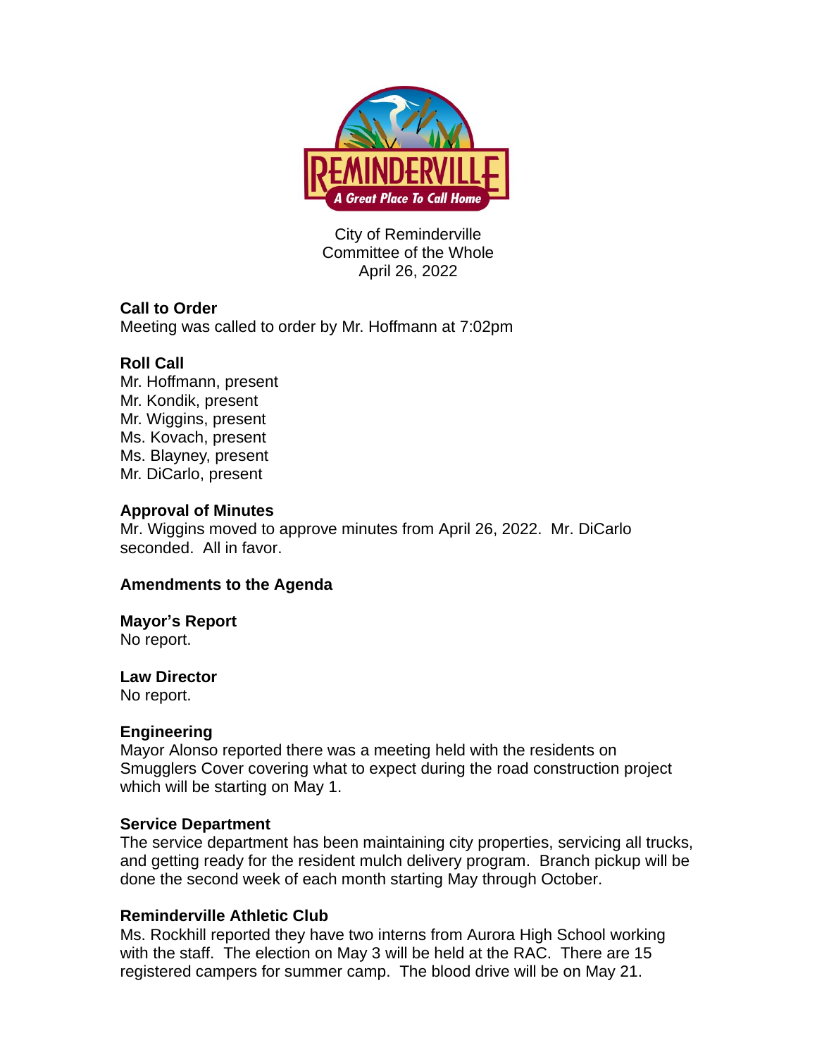City of Reminderville
Committee of the Whole
April 26, 2022

**Call to Order**
Meeting was called to order by Mr. Hoffmann at 7:02pm

**Roll Call**
Mr. Hoffmann, present
Mr. Kondik, present
Mr. Wiggins, present
Ms. Kovach, present
Ms. Blayney, present
Mr. DiCarlo, present

**Approval of Minutes**
Mr. Wiggins moved to approve minutes from April 26, 2022. Mr. DiCarlo seconded. All in favor.

**Amendments to the Agenda**

**Mayor's Report**
No report.

**Law Director**
No report.

**Engineering**
Mayor Alonso reported there was a meeting held with the residents on Smugglers Cover covering what to expect during the road construction project which will be starting on May 1.

**Service Department**
The service department has been maintaining city properties, servicing all trucks, and getting ready for the resident mulch delivery program. Branch pickup will be done the second week of each month starting May through October.

**Reminderville Athletic Club**
Ms. Rockhill reported they have two interns from Aurora High School working with the staff. The election on May 3 will be held at the RAC. There are 15 registered campers for summer camp. The blood drive will be on May 21.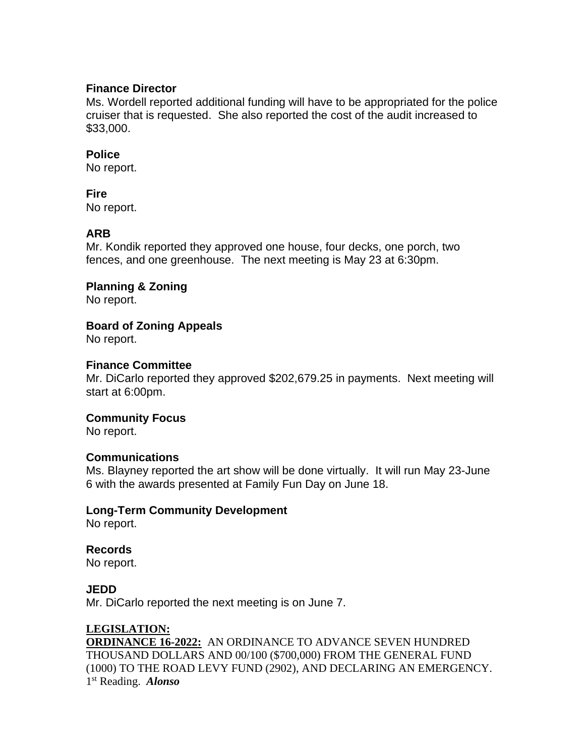**Finance Director**
Ms. Wordell reported additional funding will have to be appropriated for the police cruiser that is requested. She also reported the cost of the audit increased to $33,000.

**Police**
No report.

**Fire**
No report.

**ARB**
Mr. Kondik reported they approved one house, four decks, one porch, two fences, and one greenhouse. The next meeting is May 23 at 6:30pm.

**Planning & Zoning**
No report.

**Board of Zoning Appeals**
No report.

**Finance Committee**
Mr. DiCarlo reported they approved $202,679.25 in payments. Next meeting will start at 6:00pm.

**Community Focus**
No report.

**Communications**
Ms. Blayney reported the art show will be done virtually. It will run May 23-June 6 with the awards presented at Family Fun Day on June 18.

**Long-Term Community Development**
No report.

**Records**
No report.

**JEDD**
Mr. DiCarlo reported the next meeting is on June 7.

**LEGISLATION:**
**ORDINANCE 16-2022:** AN ORDINANCE TO ADVANCE SEVEN HUNDRED THOUSAND DOLLARS AND 00/100 ($700,000) FROM THE GENERAL FUND (1000) TO THE ROAD LEVY FUND (2902), AND DECLARING AN EMERGENCY. 1st Reading. ***Alonso***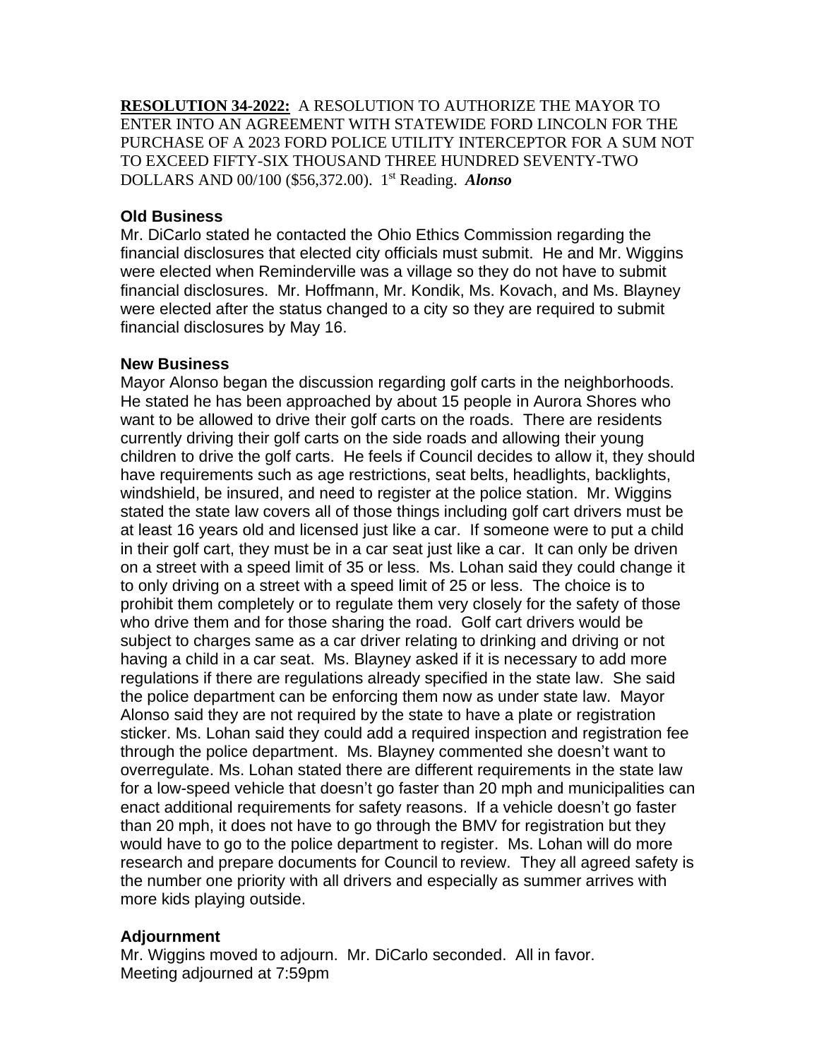**RESOLUTION 34-2022:** A RESOLUTION TO AUTHORIZE THE MAYOR TO ENTER INTO AN AGREEMENT WITH STATEWIDE FORD LINCOLN FOR THE PURCHASE OF A 2023 FORD POLICE UTILITY INTERCEPTOR FOR A SUM NOT TO EXCEED FIFTY-SIX THOUSAND THREE HUNDRED SEVENTY-TWO DOLLARS AND 00/100 ($56,372.00). 1st Reading. ***Alonso***

### Old Business

Mr. DiCarlo stated he contacted the Ohio Ethics Commission regarding the financial disclosures that elected city officials must submit. He and Mr. Wiggins were elected when Reminderville was a village so they do not have to submit financial disclosures. Mr. Hoffmann, Mr. Kondik, Ms. Kovach, and Ms. Blayney were elected after the status changed to a city so they are required to submit financial disclosures by May 16.

### New Business

Mayor Alonso began the discussion regarding golf carts in the neighborhoods. He stated he has been approached by about 15 people in Aurora Shores who want to be allowed to drive their golf carts on the roads. There are residents currently driving their golf carts on the side roads and allowing their young children to drive the golf carts. He feels if Council decides to allow it, they should have requirements such as age restrictions, seat belts, headlights, backlights, windshield, be insured, and need to register at the police station. Mr. Wiggins stated the state law covers all of those things including golf cart drivers must be at least 16 years old and licensed just like a car. If someone were to put a child in their golf cart, they must be in a car seat just like a car. It can only be driven on a street with a speed limit of 35 or less. Ms. Lohan said they could change it to only driving on a street with a speed limit of 25 or less. The choice is to prohibit them completely or to regulate them very closely for the safety of those who drive them and for those sharing the road. Golf cart drivers would be subject to charges same as a car driver relating to drinking and driving or not having a child in a car seat. Ms. Blayney asked if it is necessary to add more regulations if there are regulations already specified in the state law. She said the police department can be enforcing them now as under state law. Mayor Alonso said they are not required by the state to have a plate or registration sticker. Ms. Lohan said they could add a required inspection and registration fee through the police department. Ms. Blayney commented she doesn't want to overregulate. Ms. Lohan stated there are different requirements in the state law for a low-speed vehicle that doesn't go faster than 20 mph and municipalities can enact additional requirements for safety reasons. If a vehicle doesn't go faster than 20 mph, it does not have to go through the BMV for registration but they would have to go to the police department to register. Ms. Lohan will do more research and prepare documents for Council to review. They all agreed safety is the number one priority with all drivers and especially as summer arrives with more kids playing outside.

### Adjournment

Mr. Wiggins moved to adjourn. Mr. DiCarlo seconded. All in favor.
Meeting adjourned at 7:59pm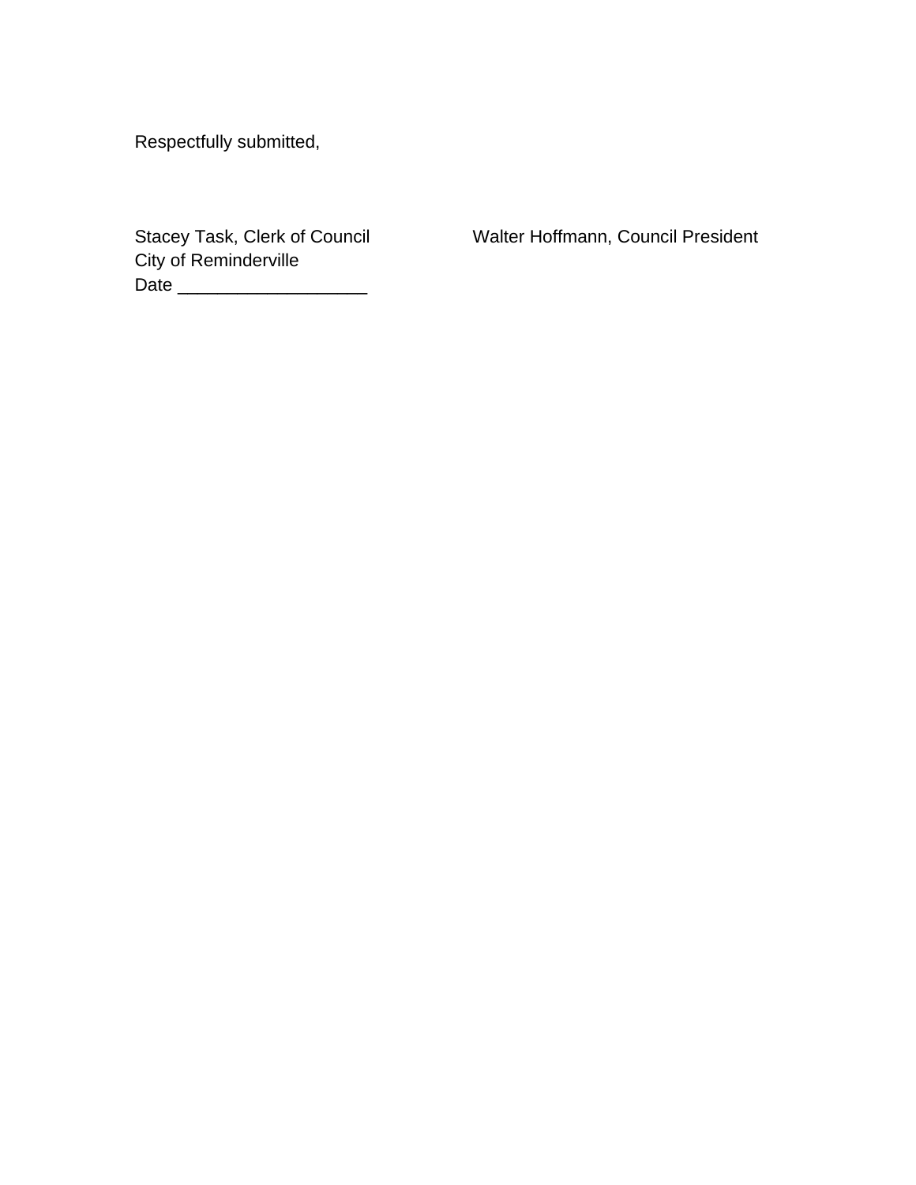Respectfully submitted,

Stacey Task, Clerk of Council
City of Reminderville
Date ___________________

Walter Hoffmann, Council President